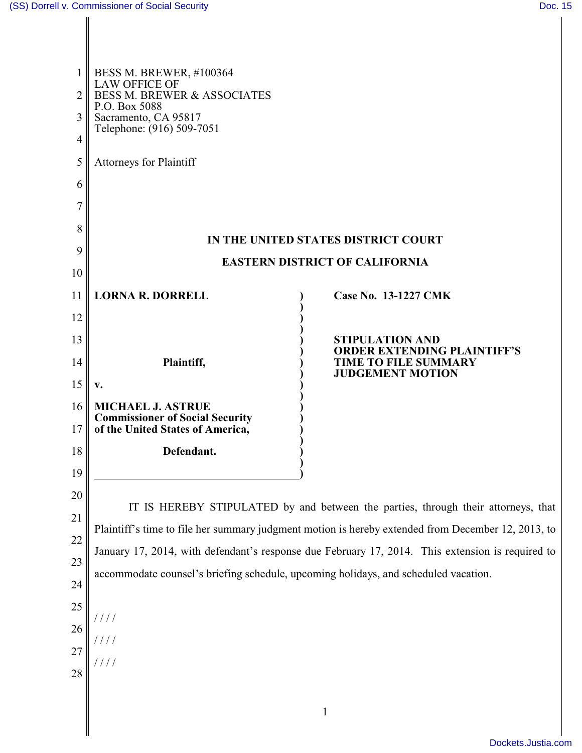BESS M. BREWER, #100364
LAW OFFICE OF
BESS M. BREWER & ASSOCIATES
P.O. Box 5088
Sacramento, CA 95817
Telephone: (916) 509-7051

Attorneys for Plaintiff

**IN THE UNITED STATES DISTRICT COURT**

**EASTERN DISTRICT OF CALIFORNIA**

| | |
|---|---|
| **LORNA R. DORRELL** <br><br> **Plaintiff,** <br><br> **v.** <br><br> **MICHAEL J. ASTRUE** <br> **Commissioner of Social Security** <br> **of the United States of America,** <br><br> **Defendant.** | **Case No. 13-1227 CMK** <br><br> **STIPULATION AND ORDER EXTENDING PLAINTIFF'S TIME TO FILE SUMMARY JUDGEMENT MOTION** |

IT IS HEREBY STIPULATED by and between the parties, through their attorneys, that Plaintiff's time to file her summary judgment motion is hereby extended from December 12, 2013, to January 17, 2014, with defendant's response due February 17, 2014. This extension is required to accommodate counsel's briefing schedule, upcoming holidays, and scheduled vacation.

////

////

////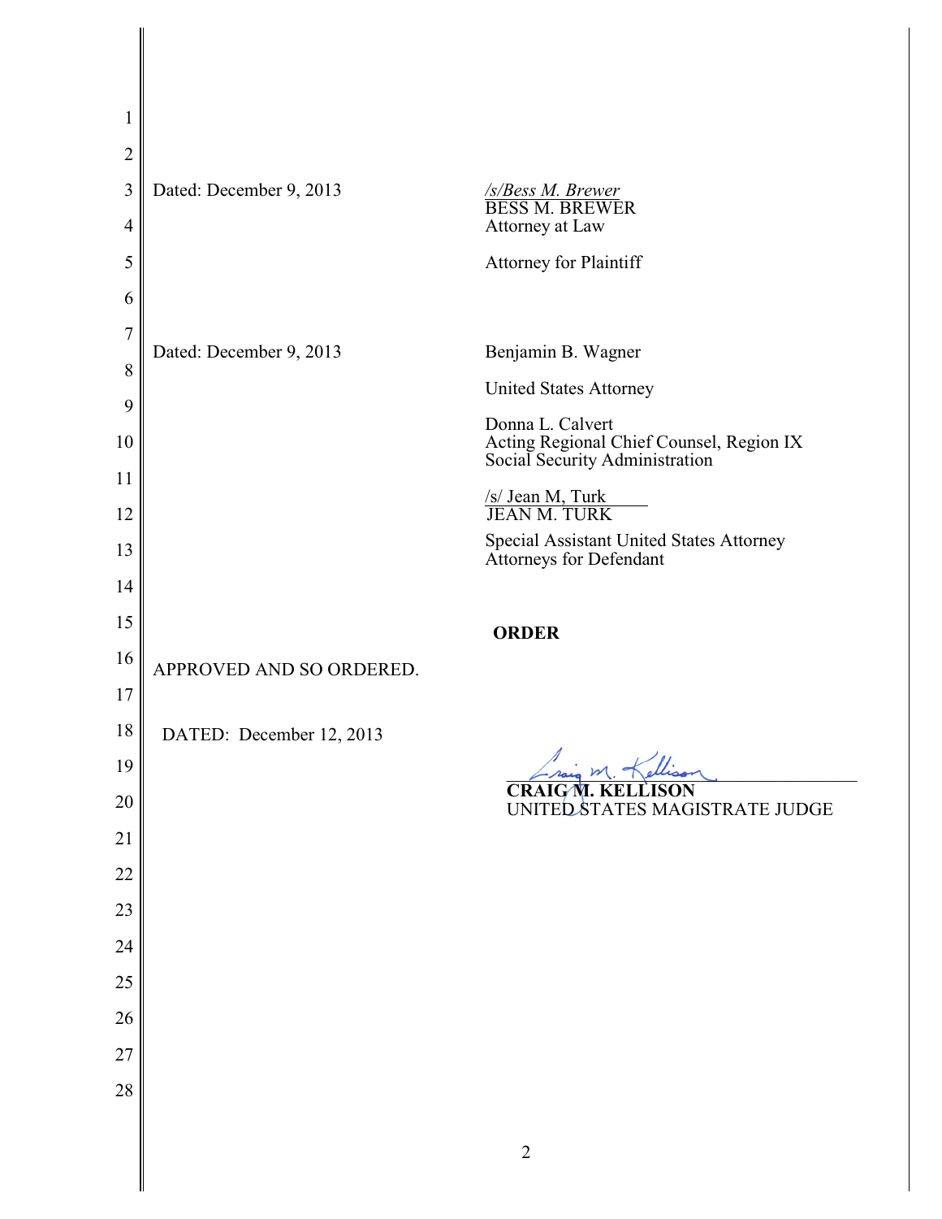Dated: December 9, 2013

*/s/Bess M. Brewer*
BESS M. BREWER
Attorney at Law

Attorney for Plaintiff

Dated: December 9, 2013

Benjamin B. Wagner

United States Attorney

Donna L. Calvert
Acting Regional Chief Counsel, Region IX
Social Security Administration

/s/ Jean M, Turk
JEAN M. TURK

Special Assistant United States Attorney
Attorneys for Defendant

**ORDER**

APPROVED AND SO ORDERED.

DATED: December 12, 2013

**CRAIG M. KELLISON**
UNITED STATES MAGISTRATE JUDGE